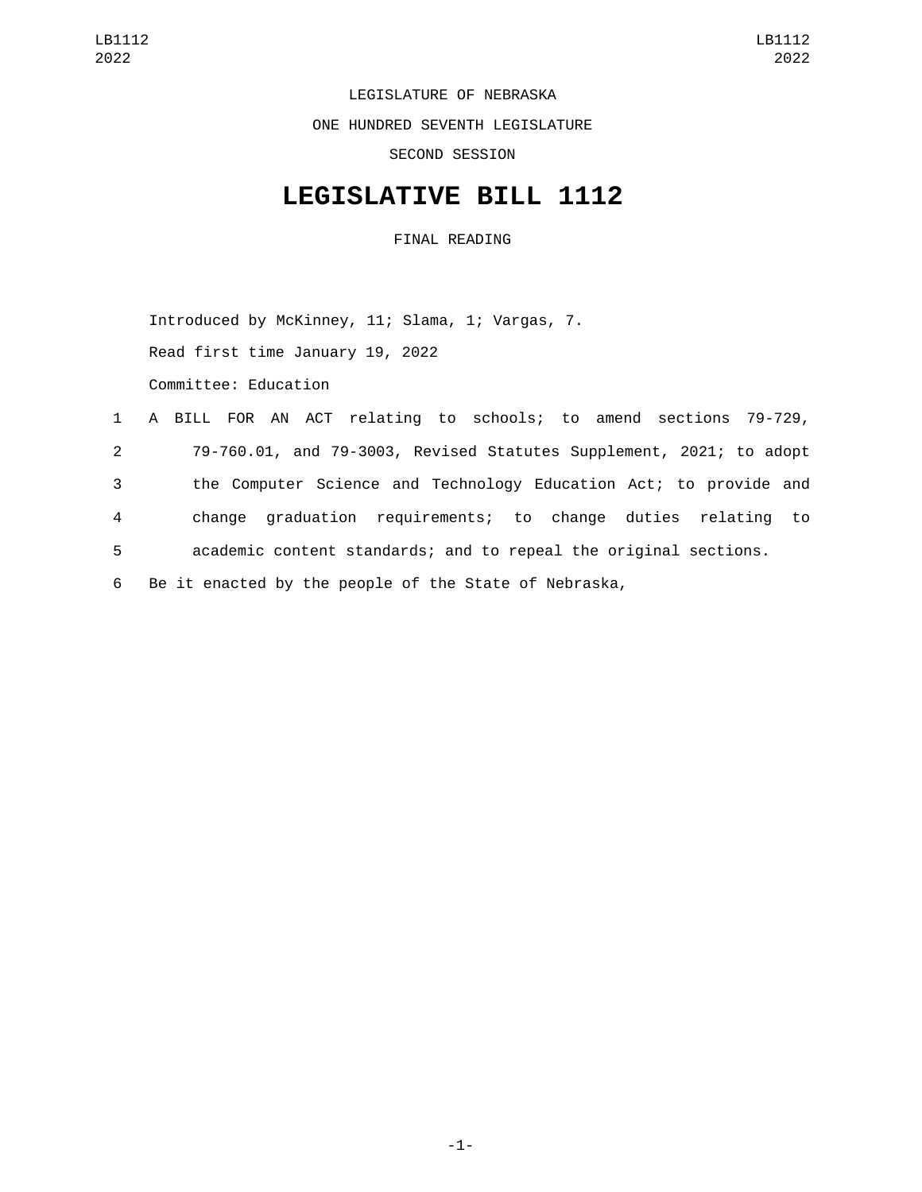LEGISLATURE OF NEBRASKA

ONE HUNDRED SEVENTH LEGISLATURE

SECOND SESSION

# LEGISLATIVE BILL 1112

FINAL READING

Introduced by McKinney, 11; Slama, 1; Vargas, 7.

Read first time January 19, 2022

Committee: Education

1 A BILL FOR AN ACT relating to schools; to amend sections 79-729,
2 79-760.01, and 79-3003, Revised Statutes Supplement, 2021; to adopt
3 the Computer Science and Technology Education Act; to provide and
4 change graduation requirements; to change duties relating to
5 academic content standards; and to repeal the original sections.
6 Be it enacted by the people of the State of Nebraska,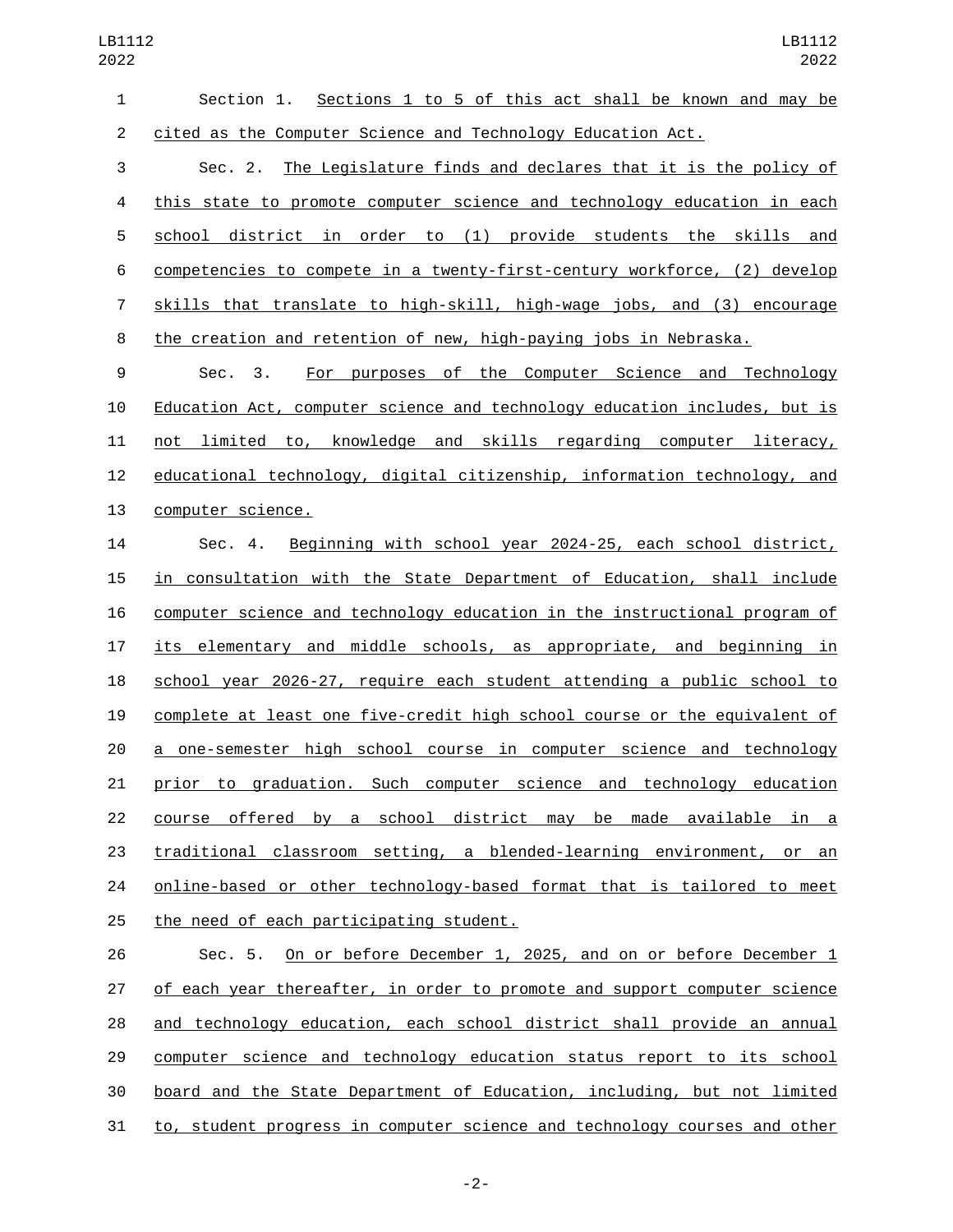Section 1. Sections 1 to 5 of this act shall be known and may be cited as the Computer Science and Technology Education Act.

Sec. 2. The Legislature finds and declares that it is the policy of this state to promote computer science and technology education in each school district in order to (1) provide students the skills and competencies to compete in a twenty-first-century workforce, (2) develop skills that translate to high-skill, high-wage jobs, and (3) encourage the creation and retention of new, high-paying jobs in Nebraska.

Sec. 3. For purposes of the Computer Science and Technology Education Act, computer science and technology education includes, but is not limited to, knowledge and skills regarding computer literacy, educational technology, digital citizenship, information technology, and computer science.

Sec. 4. Beginning with school year 2024-25, each school district, in consultation with the State Department of Education, shall include computer science and technology education in the instructional program of its elementary and middle schools, as appropriate, and beginning in school year 2026-27, require each student attending a public school to complete at least one five-credit high school course or the equivalent of a one-semester high school course in computer science and technology prior to graduation. Such computer science and technology education course offered by a school district may be made available in a traditional classroom setting, a blended-learning environment, or an online-based or other technology-based format that is tailored to meet the need of each participating student.

Sec. 5. On or before December 1, 2025, and on or before December 1 of each year thereafter, in order to promote and support computer science and technology education, each school district shall provide an annual computer science and technology education status report to its school board and the State Department of Education, including, but not limited to, student progress in computer science and technology courses and other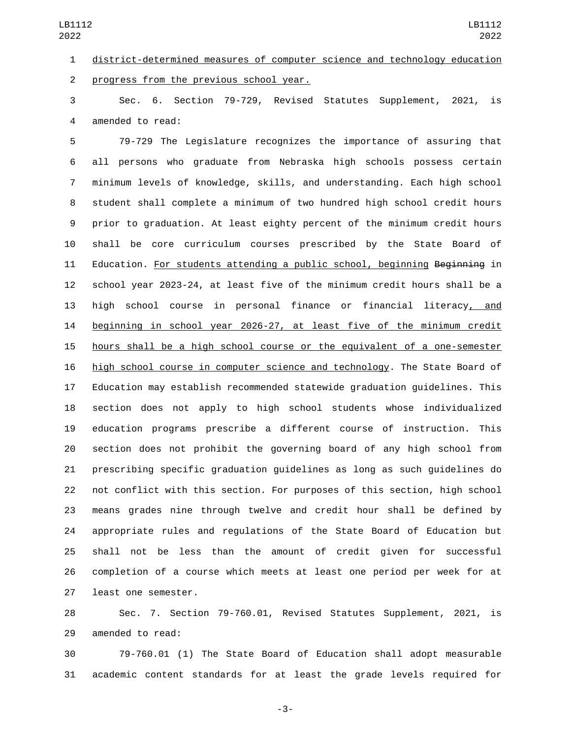district-determined measures of computer science and technology education progress from the previous school year.

Sec. 6. Section 79-729, Revised Statutes Supplement, 2021, is amended to read:

79-729 The Legislature recognizes the importance of assuring that all persons who graduate from Nebraska high schools possess certain minimum levels of knowledge, skills, and understanding. Each high school student shall complete a minimum of two hundred high school credit hours prior to graduation. At least eighty percent of the minimum credit hours shall be core curriculum courses prescribed by the State Board of Education. For students attending a public school, beginning ~~Beginning~~ in school year 2023-24, at least five of the minimum credit hours shall be a high school course in personal finance or financial literacy, and beginning in school year 2026-27, at least five of the minimum credit hours shall be a high school course or the equivalent of a one-semester high school course in computer science and technology. The State Board of Education may establish recommended statewide graduation guidelines. This section does not apply to high school students whose individualized education programs prescribe a different course of instruction. This section does not prohibit the governing board of any high school from prescribing specific graduation guidelines as long as such guidelines do not conflict with this section. For purposes of this section, high school means grades nine through twelve and credit hour shall be defined by appropriate rules and regulations of the State Board of Education but shall not be less than the amount of credit given for successful completion of a course which meets at least one period per week for at least one semester.

Sec. 7. Section 79-760.01, Revised Statutes Supplement, 2021, is amended to read:

79-760.01 (1) The State Board of Education shall adopt measurable academic content standards for at least the grade levels required for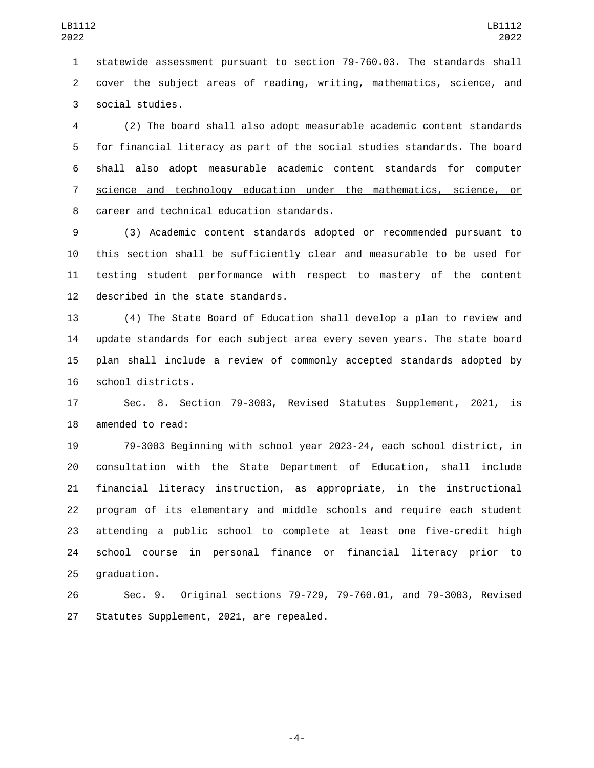statewide assessment pursuant to section 79-760.03. The standards shall cover the subject areas of reading, writing, mathematics, science, and social studies.

(2) The board shall also adopt measurable academic content standards for financial literacy as part of the social studies standards. The board shall also adopt measurable academic content standards for computer science and technology education under the mathematics, science, or career and technical education standards.

(3) Academic content standards adopted or recommended pursuant to this section shall be sufficiently clear and measurable to be used for testing student performance with respect to mastery of the content described in the state standards.

(4) The State Board of Education shall develop a plan to review and update standards for each subject area every seven years. The state board plan shall include a review of commonly accepted standards adopted by school districts.

Sec. 8. Section 79-3003, Revised Statutes Supplement, 2021, is amended to read:

79-3003 Beginning with school year 2023-24, each school district, in consultation with the State Department of Education, shall include financial literacy instruction, as appropriate, in the instructional program of its elementary and middle schools and require each student attending a public school to complete at least one five-credit high school course in personal finance or financial literacy prior to graduation.

Sec. 9. Original sections 79-729, 79-760.01, and 79-3003, Revised Statutes Supplement, 2021, are repealed.